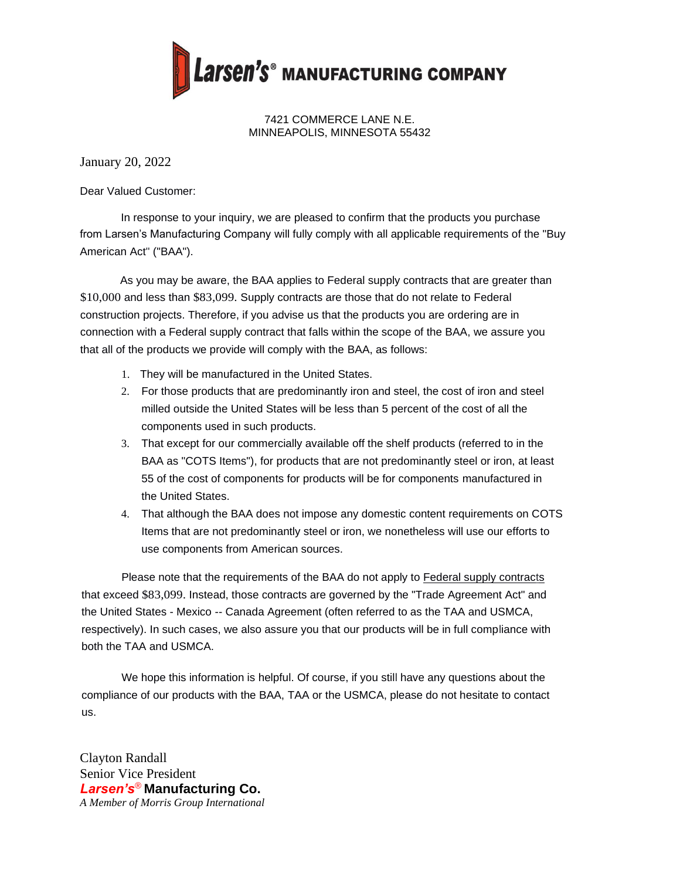# Larsen's® MANUFACTURING COMPANY

7421 COMMERCE LANE N.E.
MINNEAPOLIS, MINNESOTA 55432

January 20, 2022

Dear Valued Customer:

In response to your inquiry, we are pleased to confirm that the products you purchase from Larsen's Manufacturing Company will fully comply with all applicable requirements of the "Buy American Act" ("BAA").

As you may be aware, the BAA applies to Federal supply contracts that are greater than $10,000 and less than $83,099. Supply contracts are those that do not relate to Federal construction projects. Therefore, if you advise us that the products you are ordering are in connection with a Federal supply contract that falls within the scope of the BAA, we assure you that all of the products we provide will comply with the BAA, as follows:

1. They will be manufactured in the United States.
2. For those products that are predominantly iron and steel, the cost of iron and steel milled outside the United States will be less than 5 percent of the cost of all the components used in such products.
3. That except for our commercially available off the shelf products (referred to in the BAA as "COTS Items"), for products that are not predominantly steel or iron, at least 55 of the cost of components for products will be for components manufactured in the United States.
4. That although the BAA does not impose any domestic content requirements on COTS Items that are not predominantly steel or iron, we nonetheless will use our efforts to use components from American sources.

Please note that the requirements of the BAA do not apply to <u>Federal supply contracts</u> that exceed $83,099. Instead, those contracts are governed by the "Trade Agreement Act" and the United States - Mexico -- Canada Agreement (often referred to as the TAA and USMCA, respectively). In such cases, we also assure you that our products will be in full compliance with both the TAA and USMCA.

We hope this information is helpful. Of course, if you still have any questions about the compliance of our products with the BAA, TAA or the USMCA, please do not hesitate to contact us.

Clayton Randall
Senior Vice President
***Larsen's***® **Manufacturing Co.**
*A Member of Morris Group International*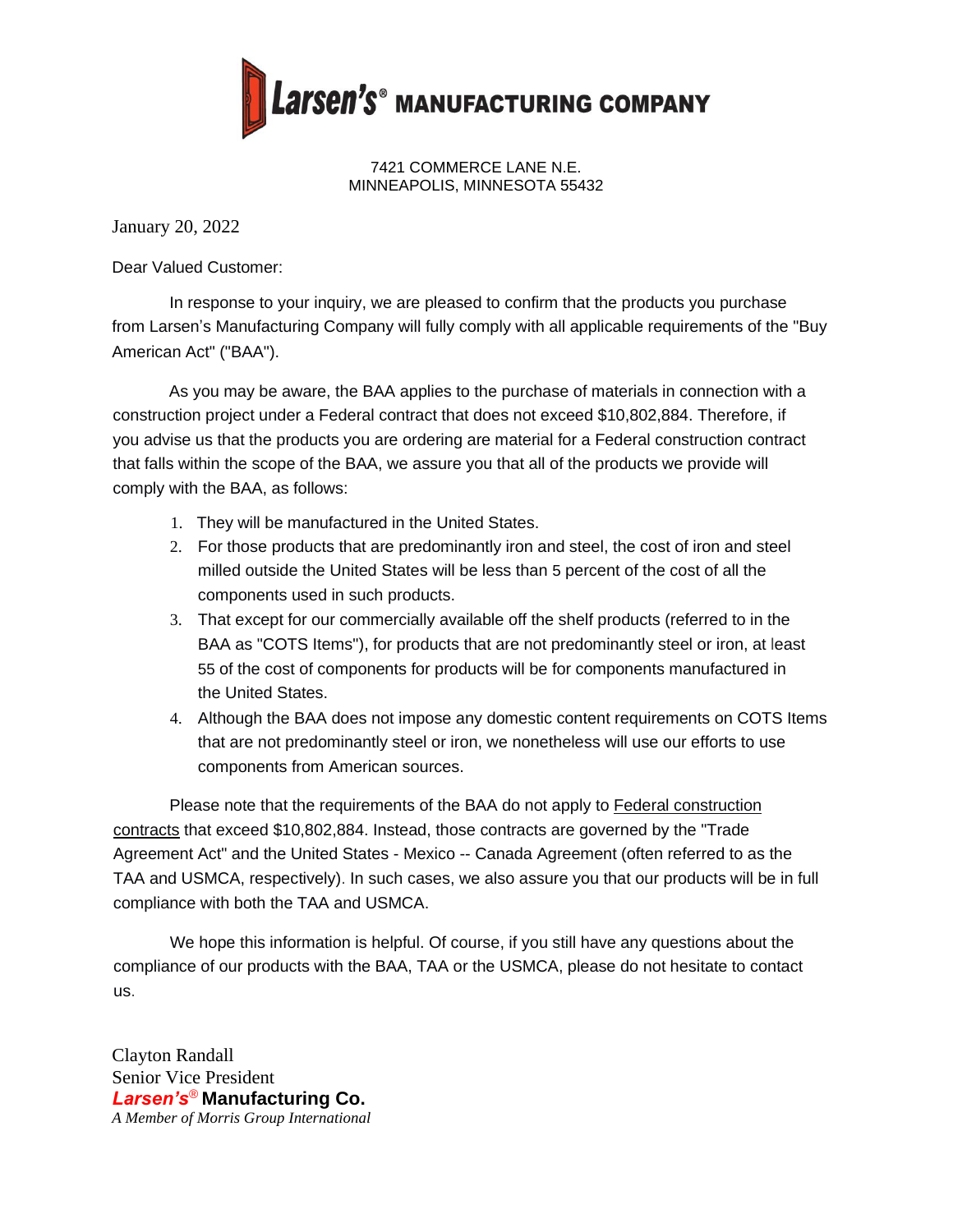# Larsen's® MANUFACTURING COMPANY

7421 COMMERCE LANE N.E.
MINNEAPOLIS, MINNESOTA 55432

January 20, 2022

Dear Valued Customer:

In response to your inquiry, we are pleased to confirm that the products you purchase from Larsen's Manufacturing Company will fully comply with all applicable requirements of the "Buy American Act" ("BAA").

As you may be aware, the BAA applies to the purchase of materials in connection with a construction project under a Federal contract that does not exceed $10,802,884. Therefore, if you advise us that the products you are ordering are material for a Federal construction contract that falls within the scope of the BAA, we assure you that all of the products we provide will comply with the BAA, as follows:

1. They will be manufactured in the United States.
2. For those products that are predominantly iron and steel, the cost of iron and steel milled outside the United States will be less than 5 percent of the cost of all the components used in such products.
3. That except for our commercially available off the shelf products (referred to in the BAA as "COTS Items"), for products that are not predominantly steel or iron, at least 55 of the cost of components for products will be for components manufactured in the United States.
4. Although the BAA does not impose any domestic content requirements on COTS Items that are not predominantly steel or iron, we nonetheless will use our efforts to use components from American sources.

Please note that the requirements of the BAA do not apply to Federal construction contracts that exceed $10,802,884. Instead, those contracts are governed by the "Trade Agreement Act" and the United States - Mexico -- Canada Agreement (often referred to as the TAA and USMCA, respectively). In such cases, we also assure you that our products will be in full compliance with both the TAA and USMCA.

We hope this information is helpful. Of course, if you still have any questions about the compliance of our products with the BAA, TAA or the USMCA, please do not hesitate to contact us.

Clayton Randall
Senior Vice President
**Larsen's® Manufacturing Co.**
*A Member of Morris Group International*